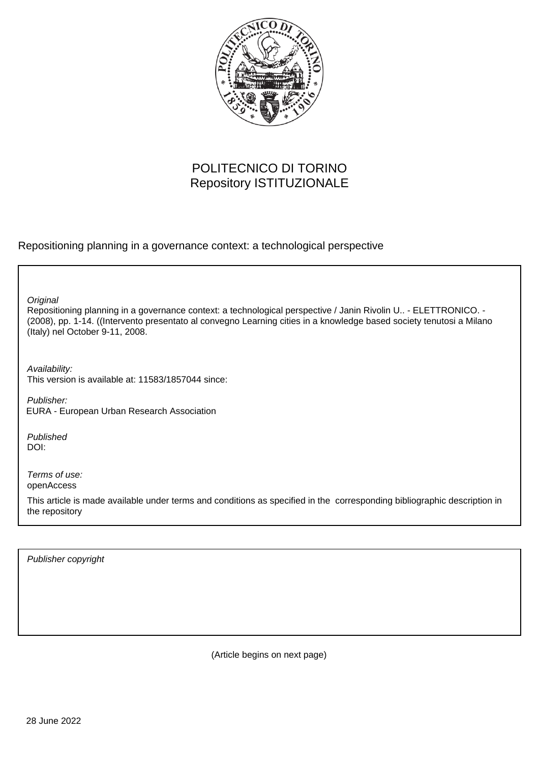POLITECNICO DI TORINO
Repository ISTITUZIONALE

Repositioning planning in a governance context: a technological perspective

*Original*
Repositioning planning in a governance context: a technological perspective / Janin Rivolin U.. - ELETTRONICO. - (2008), pp. 1-14. ((Intervento presentato al convegno Learning cities in a knowledge based society tenutosi a Milano (Italy) nel October 9-11, 2008.

*Availability:*
This version is available at: 11583/1857044 since:

*Publisher:*
EURA - European Urban Research Association

*Published*
DOI:

*Terms of use:*
openAccess

This article is made available under terms and conditions as specified in the corresponding bibliographic description in the repository

*Publisher copyright*

(Article begins on next page)

28 June 2022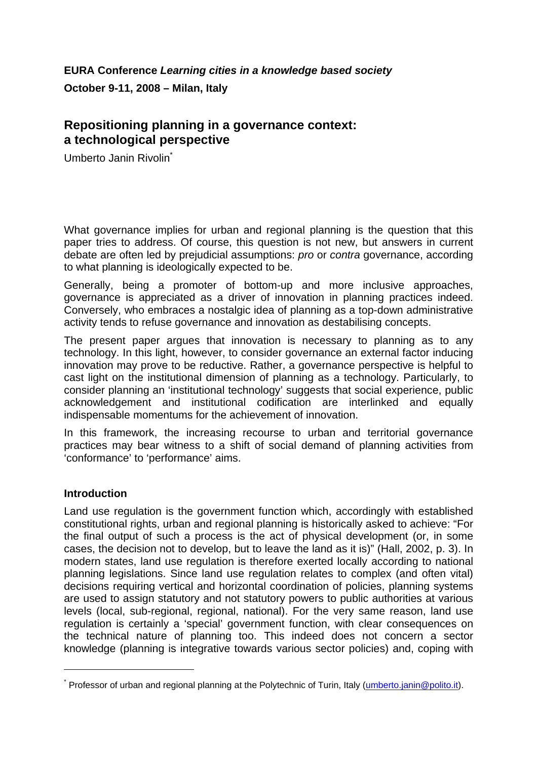**EURA Conference *Learning cities in a knowledge based society***
**October 9-11, 2008 – Milan, Italy**

## Repositioning planning in a governance context: a technological perspective

Umberto Janin Rivolin[*]

What governance implies for urban and regional planning is the question that this paper tries to address. Of course, this question is not new, but answers in current debate are often led by prejudicial assumptions: *pro* or *contra* governance, according to what planning is ideologically expected to be.

Generally, being a promoter of bottom-up and more inclusive approaches, governance is appreciated as a driver of innovation in planning practices indeed. Conversely, who embraces a nostalgic idea of planning as a top-down administrative activity tends to refuse governance and innovation as destabilising concepts.

The present paper argues that innovation is necessary to planning as to any technology. In this light, however, to consider governance an external factor inducing innovation may prove to be reductive. Rather, a governance perspective is helpful to cast light on the institutional dimension of planning as a technology. Particularly, to consider planning an 'institutional technology' suggests that social experience, public acknowledgement and institutional codification are interlinked and equally indispensable momentums for the achievement of innovation.

In this framework, the increasing recourse to urban and territorial governance practices may bear witness to a shift of social demand of planning activities from 'conformance' to 'performance' aims.

### Introduction

Land use regulation is the government function which, accordingly with established constitutional rights, urban and regional planning is historically asked to achieve: "For the final output of such a process is the act of physical development (or, in some cases, the decision not to develop, but to leave the land as it is)" (Hall, 2002, p. 3). In modern states, land use regulation is therefore exerted locally according to national planning legislations. Since land use regulation relates to complex (and often vital) decisions requiring vertical and horizontal coordination of policies, planning systems are used to assign statutory and not statutory powers to public authorities at various levels (local, sub-regional, regional, national). For the very same reason, land use regulation is certainly a 'special' government function, with clear consequences on the technical nature of planning too. This indeed does not concern a sector knowledge (planning is integrative towards various sector policies) and, coping with

---

[*] Professor of urban and regional planning at the Polytechnic of Turin, Italy (umberto.janin@polito.it).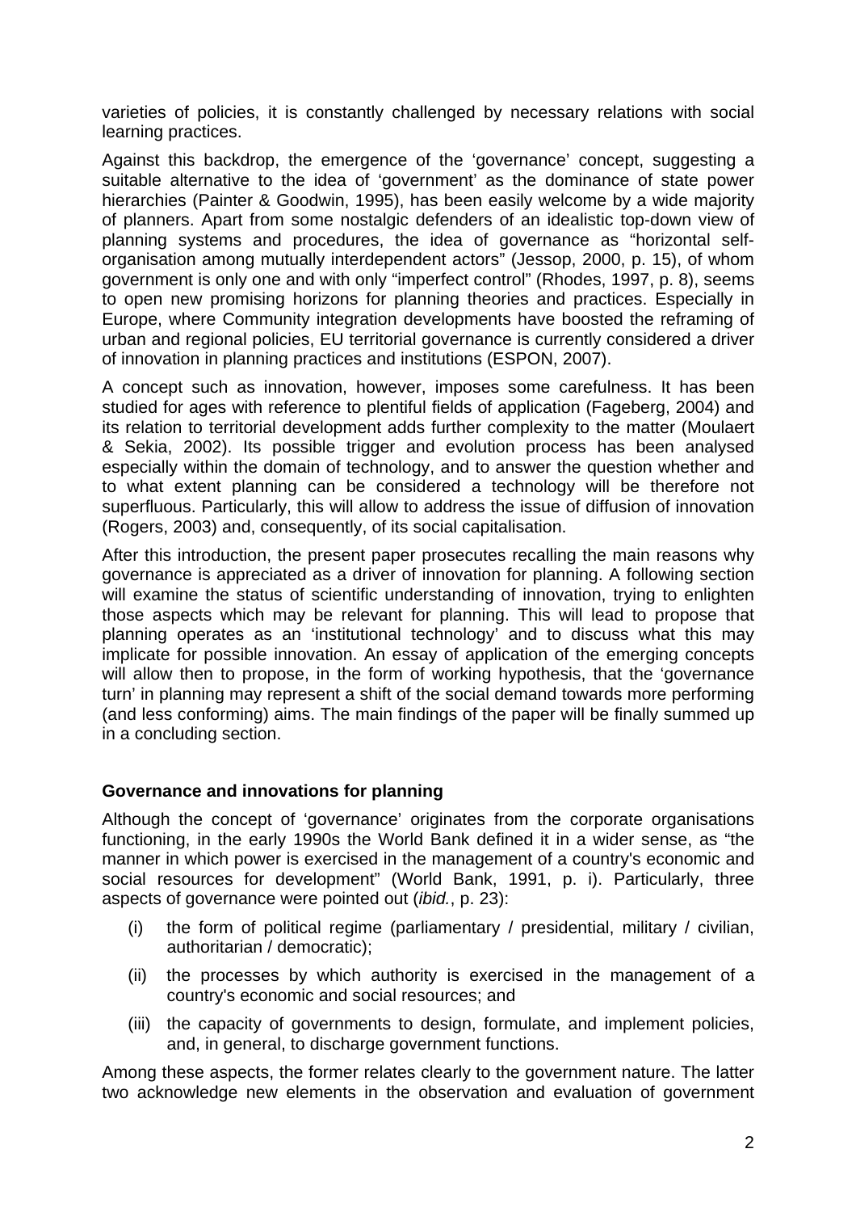varieties of policies, it is constantly challenged by necessary relations with social learning practices.

Against this backdrop, the emergence of the 'governance' concept, suggesting a suitable alternative to the idea of 'government' as the dominance of state power hierarchies (Painter & Goodwin, 1995), has been easily welcome by a wide majority of planners. Apart from some nostalgic defenders of an idealistic top-down view of planning systems and procedures, the idea of governance as "horizontal self-organisation among mutually interdependent actors" (Jessop, 2000, p. 15), of whom government is only one and with only "imperfect control" (Rhodes, 1997, p. 8), seems to open new promising horizons for planning theories and practices. Especially in Europe, where Community integration developments have boosted the reframing of urban and regional policies, EU territorial governance is currently considered a driver of innovation in planning practices and institutions (ESPON, 2007).

A concept such as innovation, however, imposes some carefulness. It has been studied for ages with reference to plentiful fields of application (Fageberg, 2004) and its relation to territorial development adds further complexity to the matter (Moulaert & Sekia, 2002). Its possible trigger and evolution process has been analysed especially within the domain of technology, and to answer the question whether and to what extent planning can be considered a technology will be therefore not superfluous. Particularly, this will allow to address the issue of diffusion of innovation (Rogers, 2003) and, consequently, of its social capitalisation.

After this introduction, the present paper prosecutes recalling the main reasons why governance is appreciated as a driver of innovation for planning. A following section will examine the status of scientific understanding of innovation, trying to enlighten those aspects which may be relevant for planning. This will lead to propose that planning operates as an 'institutional technology' and to discuss what this may implicate for possible innovation. An essay of application of the emerging concepts will allow then to propose, in the form of working hypothesis, that the 'governance turn' in planning may represent a shift of the social demand towards more performing (and less conforming) aims. The main findings of the paper will be finally summed up in a concluding section.

## Governance and innovations for planning

Although the concept of 'governance' originates from the corporate organisations functioning, in the early 1990s the World Bank defined it in a wider sense, as "the manner in which power is exercised in the management of a country's economic and social resources for development" (World Bank, 1991, p. i). Particularly, three aspects of governance were pointed out (*ibid.*, p. 23):

(i) the form of political regime (parliamentary / presidential, military / civilian, authoritarian / democratic);

(ii) the processes by which authority is exercised in the management of a country's economic and social resources; and

(iii) the capacity of governments to design, formulate, and implement policies, and, in general, to discharge government functions.

Among these aspects, the former relates clearly to the government nature. The latter two acknowledge new elements in the observation and evaluation of government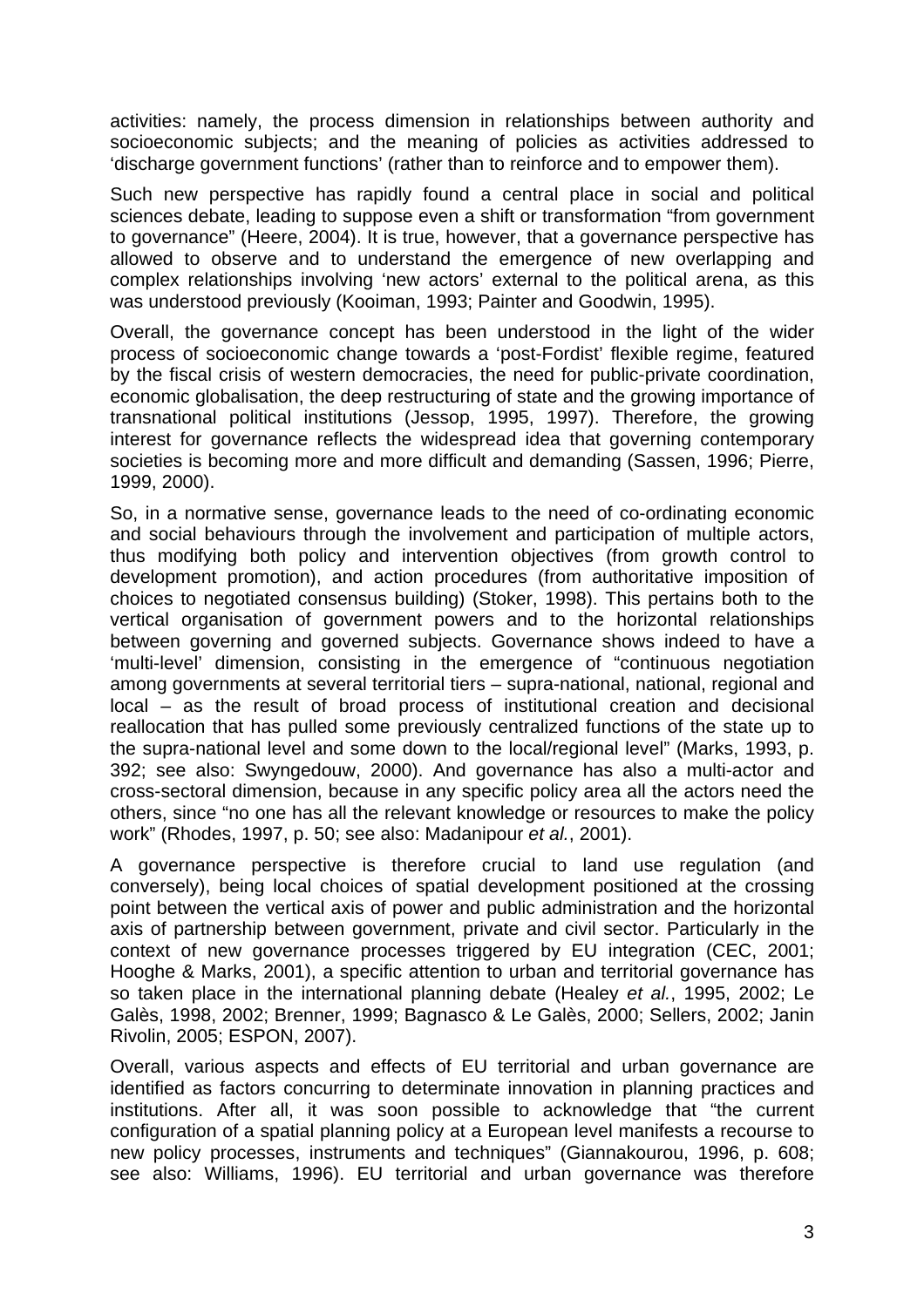activities: namely, the process dimension in relationships between authority and socioeconomic subjects; and the meaning of policies as activities addressed to 'discharge government functions' (rather than to reinforce and to empower them).

Such new perspective has rapidly found a central place in social and political sciences debate, leading to suppose even a shift or transformation "from government to governance" (Heere, 2004). It is true, however, that a governance perspective has allowed to observe and to understand the emergence of new overlapping and complex relationships involving 'new actors' external to the political arena, as this was understood previously (Kooiman, 1993; Painter and Goodwin, 1995).

Overall, the governance concept has been understood in the light of the wider process of socioeconomic change towards a 'post-Fordist' flexible regime, featured by the fiscal crisis of western democracies, the need for public-private coordination, economic globalisation, the deep restructuring of state and the growing importance of transnational political institutions (Jessop, 1995, 1997). Therefore, the growing interest for governance reflects the widespread idea that governing contemporary societies is becoming more and more difficult and demanding (Sassen, 1996; Pierre, 1999, 2000).

So, in a normative sense, governance leads to the need of co-ordinating economic and social behaviours through the involvement and participation of multiple actors, thus modifying both policy and intervention objectives (from growth control to development promotion), and action procedures (from authoritative imposition of choices to negotiated consensus building) (Stoker, 1998). This pertains both to the vertical organisation of government powers and to the horizontal relationships between governing and governed subjects. Governance shows indeed to have a 'multi-level' dimension, consisting in the emergence of "continuous negotiation among governments at several territorial tiers – supra-national, national, regional and local – as the result of broad process of institutional creation and decisional reallocation that has pulled some previously centralized functions of the state up to the supra-national level and some down to the local/regional level" (Marks, 1993, p. 392; see also: Swyngedouw, 2000). And governance has also a multi-actor and cross-sectoral dimension, because in any specific policy area all the actors need the others, since "no one has all the relevant knowledge or resources to make the policy work" (Rhodes, 1997, p. 50; see also: Madanipour *et al.*, 2001).

A governance perspective is therefore crucial to land use regulation (and conversely), being local choices of spatial development positioned at the crossing point between the vertical axis of power and public administration and the horizontal axis of partnership between government, private and civil sector. Particularly in the context of new governance processes triggered by EU integration (CEC, 2001; Hooghe & Marks, 2001), a specific attention to urban and territorial governance has so taken place in the international planning debate (Healey *et al.*, 1995, 2002; Le Galès, 1998, 2002; Brenner, 1999; Bagnasco & Le Galès, 2000; Sellers, 2002; Janin Rivolin, 2005; ESPON, 2007).

Overall, various aspects and effects of EU territorial and urban governance are identified as factors concurring to determinate innovation in planning practices and institutions. After all, it was soon possible to acknowledge that "the current configuration of a spatial planning policy at a European level manifests a recourse to new policy processes, instruments and techniques" (Giannakourou, 1996, p. 608; see also: Williams, 1996). EU territorial and urban governance was therefore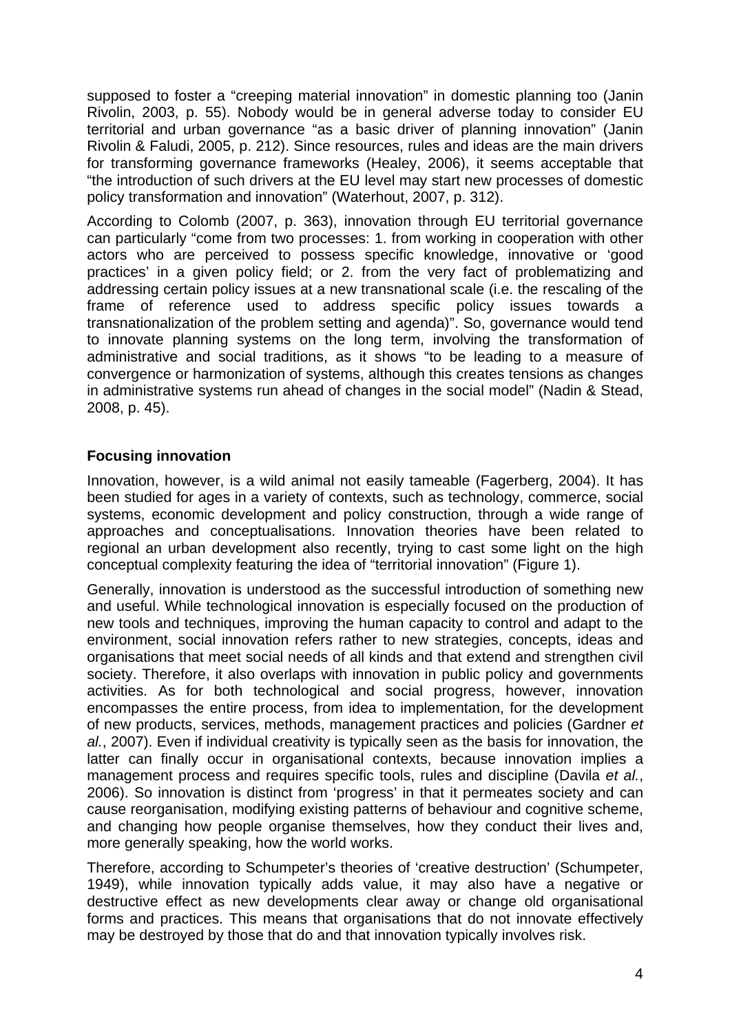supposed to foster a "creeping material innovation" in domestic planning too (Janin Rivolin, 2003, p. 55). Nobody would be in general adverse today to consider EU territorial and urban governance "as a basic driver of planning innovation" (Janin Rivolin & Faludi, 2005, p. 212). Since resources, rules and ideas are the main drivers for transforming governance frameworks (Healey, 2006), it seems acceptable that "the introduction of such drivers at the EU level may start new processes of domestic policy transformation and innovation" (Waterhout, 2007, p. 312).

According to Colomb (2007, p. 363), innovation through EU territorial governance can particularly "come from two processes: 1. from working in cooperation with other actors who are perceived to possess specific knowledge, innovative or 'good practices' in a given policy field; or 2. from the very fact of problematizing and addressing certain policy issues at a new transnational scale (i.e. the rescaling of the frame of reference used to address specific policy issues towards a transnationalization of the problem setting and agenda)". So, governance would tend to innovate planning systems on the long term, involving the transformation of administrative and social traditions, as it shows "to be leading to a measure of convergence or harmonization of systems, although this creates tensions as changes in administrative systems run ahead of changes in the social model" (Nadin & Stead, 2008, p. 45).

## Focusing innovation

Innovation, however, is a wild animal not easily tameable (Fagerberg, 2004). It has been studied for ages in a variety of contexts, such as technology, commerce, social systems, economic development and policy construction, through a wide range of approaches and conceptualisations. Innovation theories have been related to regional an urban development also recently, trying to cast some light on the high conceptual complexity featuring the idea of "territorial innovation" (Figure 1).

Generally, innovation is understood as the successful introduction of something new and useful. While technological innovation is especially focused on the production of new tools and techniques, improving the human capacity to control and adapt to the environment, social innovation refers rather to new strategies, concepts, ideas and organisations that meet social needs of all kinds and that extend and strengthen civil society. Therefore, it also overlaps with innovation in public policy and governments activities. As for both technological and social progress, however, innovation encompasses the entire process, from idea to implementation, for the development of new products, services, methods, management practices and policies (Gardner *et al.*, 2007). Even if individual creativity is typically seen as the basis for innovation, the latter can finally occur in organisational contexts, because innovation implies a management process and requires specific tools, rules and discipline (Davila *et al.*, 2006). So innovation is distinct from 'progress' in that it permeates society and can cause reorganisation, modifying existing patterns of behaviour and cognitive scheme, and changing how people organise themselves, how they conduct their lives and, more generally speaking, how the world works.

Therefore, according to Schumpeter's theories of 'creative destruction' (Schumpeter, 1949), while innovation typically adds value, it may also have a negative or destructive effect as new developments clear away or change old organisational forms and practices. This means that organisations that do not innovate effectively may be destroyed by those that do and that innovation typically involves risk.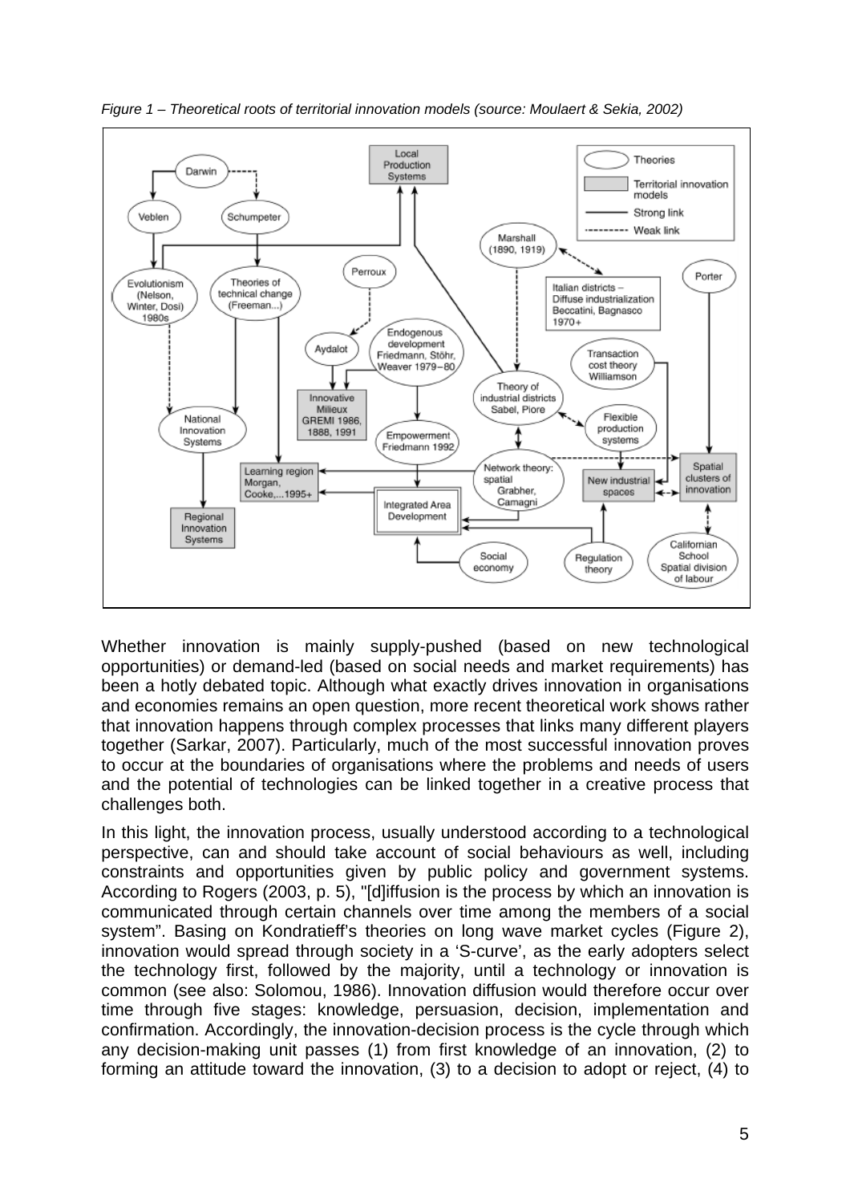*Figure 1 – Theoretical roots of territorial innovation models (source: Moulaert & Sekia, 2002)*

Whether innovation is mainly supply-pushed (based on new technological opportunities) or demand-led (based on social needs and market requirements) has been a hotly debated topic. Although what exactly drives innovation in organisations and economies remains an open question, more recent theoretical work shows rather that innovation happens through complex processes that links many different players together (Sarkar, 2007). Particularly, much of the most successful innovation proves to occur at the boundaries of organisations where the problems and needs of users and the potential of technologies can be linked together in a creative process that challenges both.

In this light, the innovation process, usually understood according to a technological perspective, can and should take account of social behaviours as well, including constraints and opportunities given by public policy and government systems. According to Rogers (2003, p. 5), "[d]iffusion is the process by which an innovation is communicated through certain channels over time among the members of a social system". Basing on Kondratieff's theories on long wave market cycles (Figure 2), innovation would spread through society in a 'S-curve', as the early adopters select the technology first, followed by the majority, until a technology or innovation is common (see also: Solomou, 1986). Innovation diffusion would therefore occur over time through five stages: knowledge, persuasion, decision, implementation and confirmation. Accordingly, the innovation-decision process is the cycle through which any decision-making unit passes (1) from first knowledge of an innovation, (2) to forming an attitude toward the innovation, (3) to a decision to adopt or reject, (4) to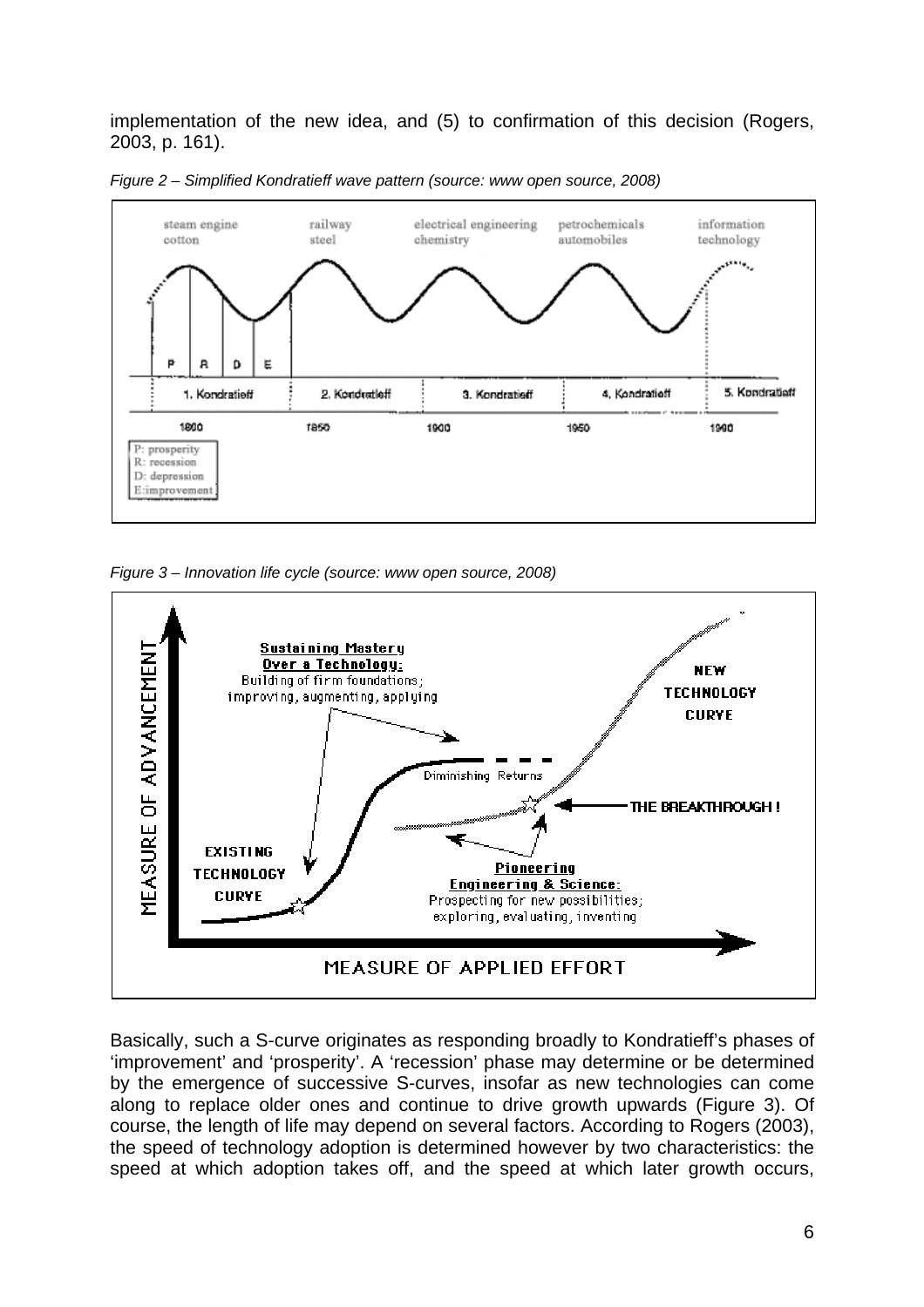implementation of the new idea, and (5) to confirmation of this decision (Rogers, 2003, p. 161).

*Figure 2 – Simplified Kondratieff wave pattern (source: www open source, 2008)*

*Figure 3 – Innovation life cycle (source: www open source, 2008)*

Basically, such a S-curve originates as responding broadly to Kondratieff's phases of 'improvement' and 'prosperity'. A 'recession' phase may determine or be determined by the emergence of successive S-curves, insofar as new technologies can come along to replace older ones and continue to drive growth upwards (Figure 3). Of course, the length of life may depend on several factors. According to Rogers (2003), the speed of technology adoption is determined however by two characteristics: the speed at which adoption takes off, and the speed at which later growth occurs,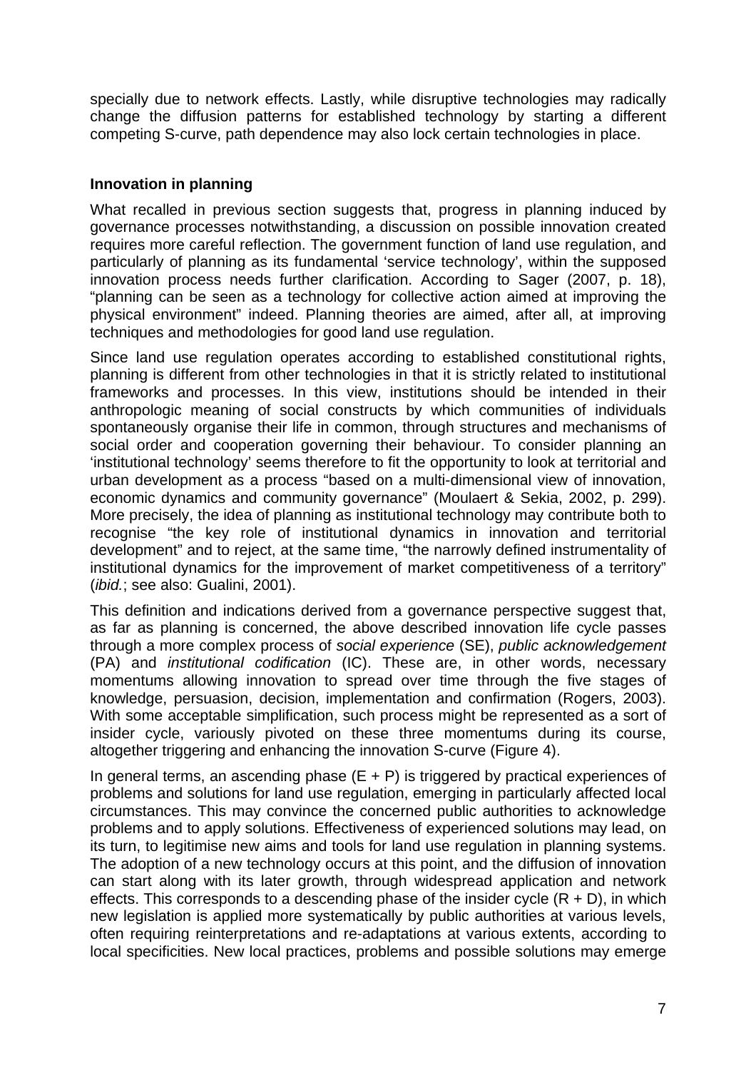specially due to network effects. Lastly, while disruptive technologies may radically change the diffusion patterns for established technology by starting a different competing S-curve, path dependence may also lock certain technologies in place.

## Innovation in planning

What recalled in previous section suggests that, progress in planning induced by governance processes notwithstanding, a discussion on possible innovation created requires more careful reflection. The government function of land use regulation, and particularly of planning as its fundamental 'service technology', within the supposed innovation process needs further clarification. According to Sager (2007, p. 18), "planning can be seen as a technology for collective action aimed at improving the physical environment" indeed. Planning theories are aimed, after all, at improving techniques and methodologies for good land use regulation.

Since land use regulation operates according to established constitutional rights, planning is different from other technologies in that it is strictly related to institutional frameworks and processes. In this view, institutions should be intended in their anthropologic meaning of social constructs by which communities of individuals spontaneously organise their life in common, through structures and mechanisms of social order and cooperation governing their behaviour. To consider planning an 'institutional technology' seems therefore to fit the opportunity to look at territorial and urban development as a process "based on a multi-dimensional view of innovation, economic dynamics and community governance" (Moulaert & Sekia, 2002, p. 299). More precisely, the idea of planning as institutional technology may contribute both to recognise "the key role of institutional dynamics in innovation and territorial development" and to reject, at the same time, "the narrowly defined instrumentality of institutional dynamics for the improvement of market competitiveness of a territory" (*ibid.*; see also: Gualini, 2001).

This definition and indications derived from a governance perspective suggest that, as far as planning is concerned, the above described innovation life cycle passes through a more complex process of *social experience* (SE), *public acknowledgement* (PA) and *institutional codification* (IC). These are, in other words, necessary momentums allowing innovation to spread over time through the five stages of knowledge, persuasion, decision, implementation and confirmation (Rogers, 2003). With some acceptable simplification, such process might be represented as a sort of insider cycle, variously pivoted on these three momentums during its course, altogether triggering and enhancing the innovation S-curve (Figure 4).

In general terms, an ascending phase (E + P) is triggered by practical experiences of problems and solutions for land use regulation, emerging in particularly affected local circumstances. This may convince the concerned public authorities to acknowledge problems and to apply solutions. Effectiveness of experienced solutions may lead, on its turn, to legitimise new aims and tools for land use regulation in planning systems. The adoption of a new technology occurs at this point, and the diffusion of innovation can start along with its later growth, through widespread application and network effects. This corresponds to a descending phase of the insider cycle (R + D), in which new legislation is applied more systematically by public authorities at various levels, often requiring reinterpretations and re-adaptations at various extents, according to local specificities. New local practices, problems and possible solutions may emerge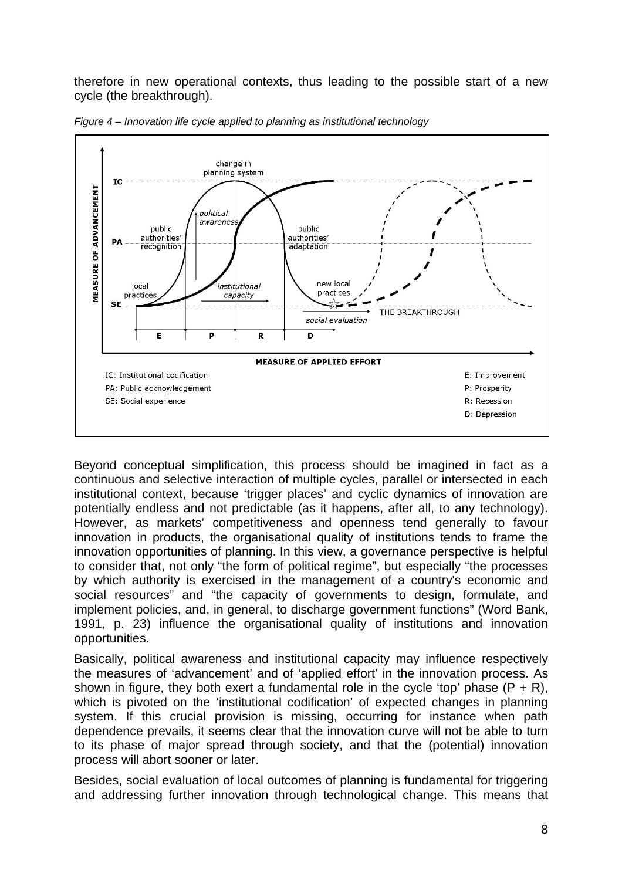therefore in new operational contexts, thus leading to the possible start of a new cycle (the breakthrough).

*Figure 4 – Innovation life cycle applied to planning as institutional technology*

Beyond conceptual simplification, this process should be imagined in fact as a continuous and selective interaction of multiple cycles, parallel or intersected in each institutional context, because 'trigger places' and cyclic dynamics of innovation are potentially endless and not predictable (as it happens, after all, to any technology). However, as markets' competitiveness and openness tend generally to favour innovation in products, the organisational quality of institutions tends to frame the innovation opportunities of planning. In this view, a governance perspective is helpful to consider that, not only "the form of political regime", but especially "the processes by which authority is exercised in the management of a country's economic and social resources" and "the capacity of governments to design, formulate, and implement policies, and, in general, to discharge government functions" (Word Bank, 1991, p. 23) influence the organisational quality of institutions and innovation opportunities.

Basically, political awareness and institutional capacity may influence respectively the measures of 'advancement' and of 'applied effort' in the innovation process. As shown in figure, they both exert a fundamental role in the cycle 'top' phase (P + R), which is pivoted on the 'institutional codification' of expected changes in planning system. If this crucial provision is missing, occurring for instance when path dependence prevails, it seems clear that the innovation curve will not be able to turn to its phase of major spread through society, and that the (potential) innovation process will abort sooner or later.

Besides, social evaluation of local outcomes of planning is fundamental for triggering and addressing further innovation through technological change. This means that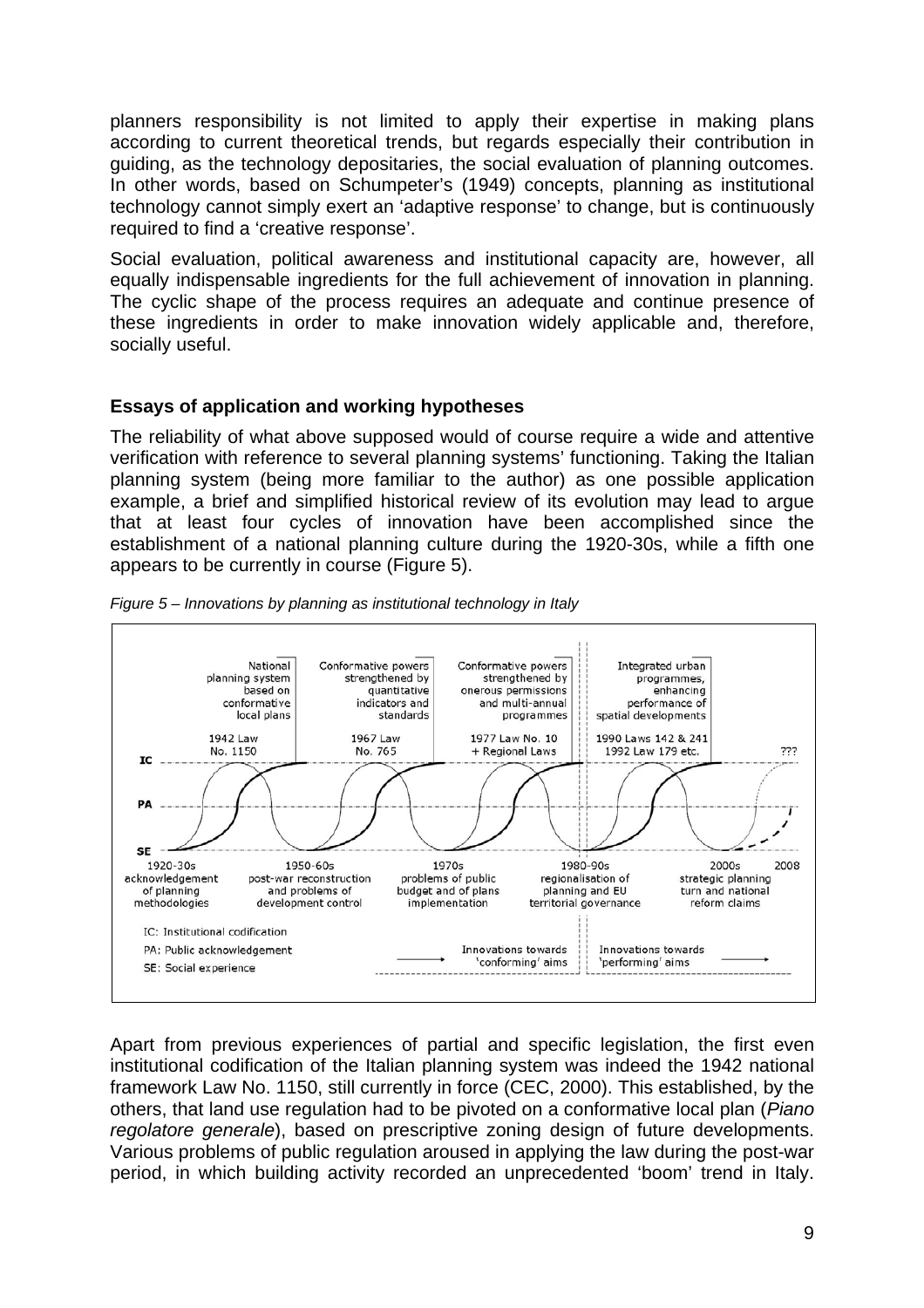planners responsibility is not limited to apply their expertise in making plans according to current theoretical trends, but regards especially their contribution in guiding, as the technology depositaries, the social evaluation of planning outcomes. In other words, based on Schumpeter's (1949) concepts, planning as institutional technology cannot simply exert an 'adaptive response' to change, but is continuously required to find a 'creative response'.

Social evaluation, political awareness and institutional capacity are, however, all equally indispensable ingredients for the full achievement of innovation in planning. The cyclic shape of the process requires an adequate and continue presence of these ingredients in order to make innovation widely applicable and, therefore, socially useful.

## Essays of application and working hypotheses

The reliability of what above supposed would of course require a wide and attentive verification with reference to several planning systems' functioning. Taking the Italian planning system (being more familiar to the author) as one possible application example, a brief and simplified historical review of its evolution may lead to argue that at least four cycles of innovation have been accomplished since the establishment of a national planning culture during the 1920-30s, while a fifth one appears to be currently in course (Figure 5).

*Figure 5 – Innovations by planning as institutional technology in Italy*

Apart from previous experiences of partial and specific legislation, the first even institutional codification of the Italian planning system was indeed the 1942 national framework Law No. 1150, still currently in force (CEC, 2000). This established, by the others, that land use regulation had to be pivoted on a conformative local plan (*Piano regolatore generale*), based on prescriptive zoning design of future developments. Various problems of public regulation aroused in applying the law during the post-war period, in which building activity recorded an unprecedented 'boom' trend in Italy.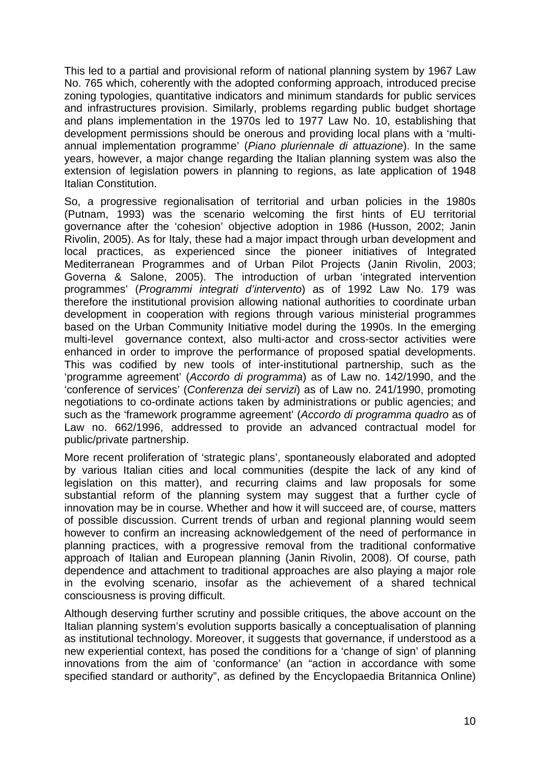This led to a partial and provisional reform of national planning system by 1967 Law No. 765 which, coherently with the adopted conforming approach, introduced precise zoning typologies, quantitative indicators and minimum standards for public services and infrastructures provision. Similarly, problems regarding public budget shortage and plans implementation in the 1970s led to 1977 Law No. 10, establishing that development permissions should be onerous and providing local plans with a 'multi-annual implementation programme' (*Piano pluriennale di attuazione*). In the same years, however, a major change regarding the Italian planning system was also the extension of legislation powers in planning to regions, as late application of 1948 Italian Constitution.

So, a progressive regionalisation of territorial and urban policies in the 1980s (Putnam, 1993) was the scenario welcoming the first hints of EU territorial governance after the 'cohesion' objective adoption in 1986 (Husson, 2002; Janin Rivolin, 2005). As for Italy, these had a major impact through urban development and local practices, as experienced since the pioneer initiatives of Integrated Mediterranean Programmes and of Urban Pilot Projects (Janin Rivolin, 2003; Governa & Salone, 2005). The introduction of urban 'integrated intervention programmes' (*Programmi integrati d'intervento*) as of 1992 Law No. 179 was therefore the institutional provision allowing national authorities to coordinate urban development in cooperation with regions through various ministerial programmes based on the Urban Community Initiative model during the 1990s. In the emerging multi-level governance context, also multi-actor and cross-sector activities were enhanced in order to improve the performance of proposed spatial developments. This was codified by new tools of inter-institutional partnership, such as the 'programme agreement' (*Accordo di programma*) as of Law no. 142/1990, and the 'conference of services' (*Conferenza dei servizi*) as of Law no. 241/1990, promoting negotiations to co-ordinate actions taken by administrations or public agencies; and such as the 'framework programme agreement' (*Accordo di programma quadro* as of Law no. 662/1996, addressed to provide an advanced contractual model for public/private partnership.

More recent proliferation of 'strategic plans', spontaneously elaborated and adopted by various Italian cities and local communities (despite the lack of any kind of legislation on this matter), and recurring claims and law proposals for some substantial reform of the planning system may suggest that a further cycle of innovation may be in course. Whether and how it will succeed are, of course, matters of possible discussion. Current trends of urban and regional planning would seem however to confirm an increasing acknowledgement of the need of performance in planning practices, with a progressive removal from the traditional conformative approach of Italian and European planning (Janin Rivolin, 2008). Of course, path dependence and attachment to traditional approaches are also playing a major role in the evolving scenario, insofar as the achievement of a shared technical consciousness is proving difficult.

Although deserving further scrutiny and possible critiques, the above account on the Italian planning system's evolution supports basically a conceptualisation of planning as institutional technology. Moreover, it suggests that governance, if understood as a new experiential context, has posed the conditions for a 'change of sign' of planning innovations from the aim of 'conformance' (an "action in accordance with some specified standard or authority", as defined by the Encyclopaedia Britannica Online)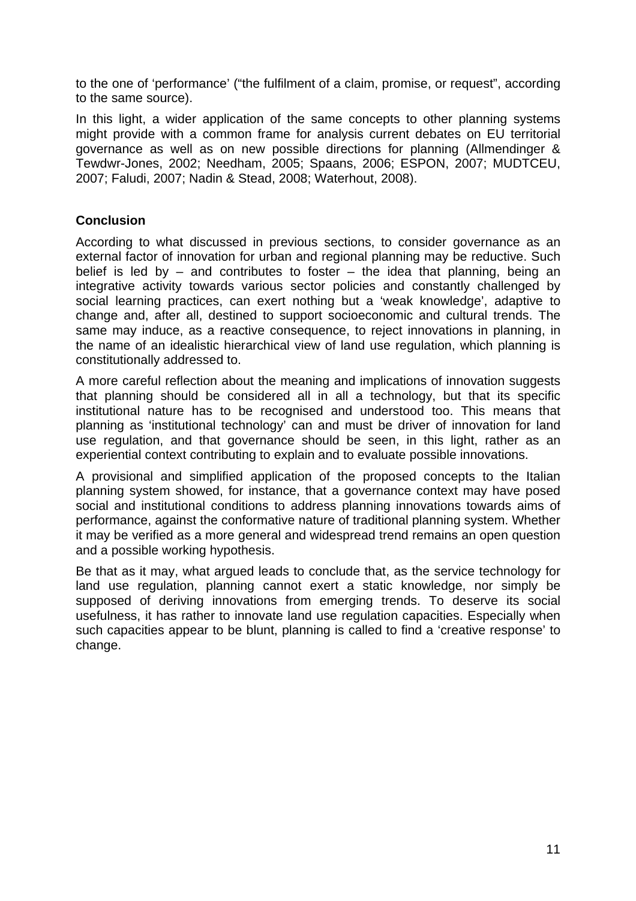to the one of 'performance' ("the fulfilment of a claim, promise, or request", according to the same source).

In this light, a wider application of the same concepts to other planning systems might provide with a common frame for analysis current debates on EU territorial governance as well as on new possible directions for planning (Allmendinger & Tewdwr-Jones, 2002; Needham, 2005; Spaans, 2006; ESPON, 2007; MUDTCEU, 2007; Faludi, 2007; Nadin & Stead, 2008; Waterhout, 2008).

## Conclusion

According to what discussed in previous sections, to consider governance as an external factor of innovation for urban and regional planning may be reductive. Such belief is led by – and contributes to foster – the idea that planning, being an integrative activity towards various sector policies and constantly challenged by social learning practices, can exert nothing but a 'weak knowledge', adaptive to change and, after all, destined to support socioeconomic and cultural trends. The same may induce, as a reactive consequence, to reject innovations in planning, in the name of an idealistic hierarchical view of land use regulation, which planning is constitutionally addressed to.

A more careful reflection about the meaning and implications of innovation suggests that planning should be considered all in all a technology, but that its specific institutional nature has to be recognised and understood too. This means that planning as 'institutional technology' can and must be driver of innovation for land use regulation, and that governance should be seen, in this light, rather as an experiential context contributing to explain and to evaluate possible innovations.

A provisional and simplified application of the proposed concepts to the Italian planning system showed, for instance, that a governance context may have posed social and institutional conditions to address planning innovations towards aims of performance, against the conformative nature of traditional planning system. Whether it may be verified as a more general and widespread trend remains an open question and a possible working hypothesis.

Be that as it may, what argued leads to conclude that, as the service technology for land use regulation, planning cannot exert a static knowledge, nor simply be supposed of deriving innovations from emerging trends. To deserve its social usefulness, it has rather to innovate land use regulation capacities. Especially when such capacities appear to be blunt, planning is called to find a 'creative response' to change.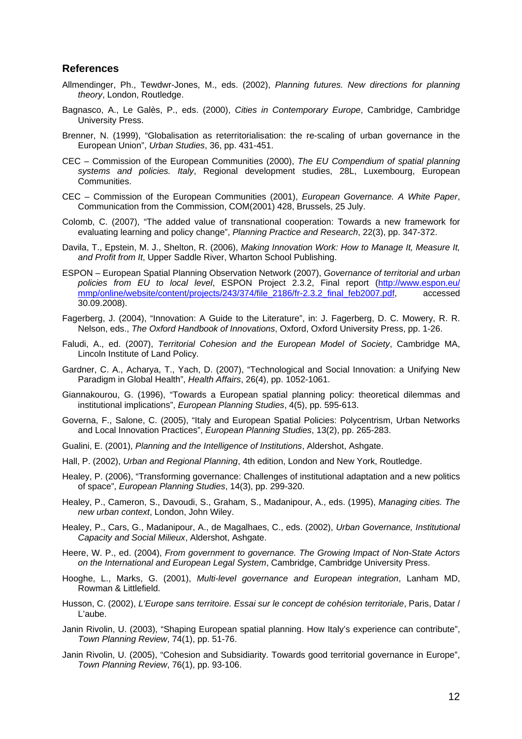## References

Allmendinger, Ph., Tewdwr-Jones, M., eds. (2002), *Planning futures. New directions for planning theory*, London, Routledge.

Bagnasco, A., Le Galès, P., eds. (2000), *Cities in Contemporary Europe*, Cambridge, Cambridge University Press.

Brenner, N. (1999), "Globalisation as reterritorialisation: the re-scaling of urban governance in the European Union", *Urban Studies*, 36, pp. 431-451.

CEC – Commission of the European Communities (2000), *The EU Compendium of spatial planning systems and policies. Italy*, Regional development studies, 28L, Luxembourg, European Communities.

CEC – Commission of the European Communities (2001), *European Governance. A White Paper*, Communication from the Commission, COM(2001) 428, Brussels, 25 July.

Colomb, C. (2007), "The added value of transnational cooperation: Towards a new framework for evaluating learning and policy change", *Planning Practice and Research*, 22(3), pp. 347-372.

Davila, T., Epstein, M. J., Shelton, R. (2006), *Making Innovation Work: How to Manage It, Measure It, and Profit from It*, Upper Saddle River, Wharton School Publishing.

ESPON – European Spatial Planning Observation Network (2007), *Governance of territorial and urban policies from EU to local level*, ESPON Project 2.3.2, Final report (http://www.espon.eu/mmp/online/website/content/projects/243/374/file_2186/fr-2.3.2_final_feb2007.pdf, accessed 30.09.2008).

Fagerberg, J. (2004), "Innovation: A Guide to the Literature", in: J. Fagerberg, D. C. Mowery, R. R. Nelson, eds., *The Oxford Handbook of Innovations*, Oxford, Oxford University Press, pp. 1-26.

Faludi, A., ed. (2007), *Territorial Cohesion and the European Model of Society*, Cambridge MA, Lincoln Institute of Land Policy.

Gardner, C. A., Acharya, T., Yach, D. (2007), "Technological and Social Innovation: a Unifying New Paradigm in Global Health", *Health Affairs*, 26(4), pp. 1052-1061.

Giannakourou, G. (1996), "Towards a European spatial planning policy: theoretical dilemmas and institutional implications", *European Planning Studies*, 4(5), pp. 595-613.

Governa, F., Salone, C. (2005), "Italy and European Spatial Policies: Polycentrism, Urban Networks and Local Innovation Practices", *European Planning Studies*, 13(2), pp. 265-283.

Gualini, E. (2001), *Planning and the Intelligence of Institutions*, Aldershot, Ashgate.

Hall, P. (2002), *Urban and Regional Planning*, 4th edition, London and New York, Routledge.

Healey, P. (2006), "Transforming governance: Challenges of institutional adaptation and a new politics of space", *European Planning Studies*, 14(3), pp. 299-320.

Healey, P., Cameron, S., Davoudi, S., Graham, S., Madanipour, A., eds. (1995), *Managing cities. The new urban context*, London, John Wiley.

Healey, P., Cars, G., Madanipour, A., de Magalhaes, C., eds. (2002), *Urban Governance, Institutional Capacity and Social Milieux*, Aldershot, Ashgate.

Heere, W. P., ed. (2004), *From government to governance. The Growing Impact of Non-State Actors on the International and European Legal System*, Cambridge, Cambridge University Press.

Hooghe, L., Marks, G. (2001), *Multi-level governance and European integration*, Lanham MD, Rowman & Littlefield.

Husson, C. (2002), *L'Europe sans territoire. Essai sur le concept de cohésion territoriale*, Paris, Datar / L'aube.

Janin Rivolin, U. (2003), "Shaping European spatial planning. How Italy's experience can contribute", *Town Planning Review*, 74(1), pp. 51-76.

Janin Rivolin, U. (2005), "Cohesion and Subsidiarity. Towards good territorial governance in Europe", *Town Planning Review*, 76(1), pp. 93-106.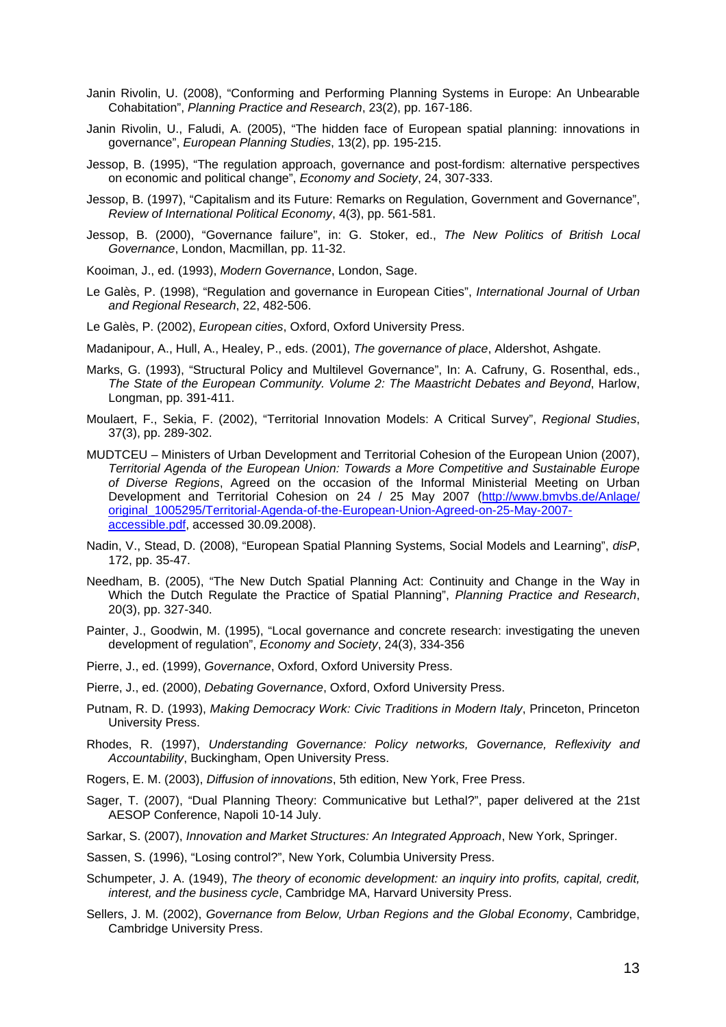Janin Rivolin, U. (2008), “Conforming and Performing Planning Systems in Europe: An Unbearable Cohabitation”, *Planning Practice and Research*, 23(2), pp. 167-186.

Janin Rivolin, U., Faludi, A. (2005), “The hidden face of European spatial planning: innovations in governance”, *European Planning Studies*, 13(2), pp. 195-215.

Jessop, B. (1995), “The regulation approach, governance and post-fordism: alternative perspectives on economic and political change”, *Economy and Society*, 24, 307-333.

Jessop, B. (1997), “Capitalism and its Future: Remarks on Regulation, Government and Governance”, *Review of International Political Economy*, 4(3), pp. 561-581.

Jessop, B. (2000), “Governance failure”, in: G. Stoker, ed., *The New Politics of British Local Governance*, London, Macmillan, pp. 11-32.

Kooiman, J., ed. (1993), *Modern Governance*, London, Sage.

Le Galès, P. (1998), “Regulation and governance in European Cities”, *International Journal of Urban and Regional Research*, 22, 482-506.

Le Galès, P. (2002), *European cities*, Oxford, Oxford University Press.

Madanipour, A., Hull, A., Healey, P., eds. (2001), *The governance of place*, Aldershot, Ashgate.

Marks, G. (1993), “Structural Policy and Multilevel Governance”, In: A. Cafruny, G. Rosenthal, eds., *The State of the European Community. Volume 2: The Maastricht Debates and Beyond*, Harlow, Longman, pp. 391-411.

Moulaert, F., Sekia, F. (2002), “Territorial Innovation Models: A Critical Survey”, *Regional Studies*, 37(3), pp. 289-302.

MUDTCEU – Ministers of Urban Development and Territorial Cohesion of the European Union (2007), *Territorial Agenda of the European Union: Towards a More Competitive and Sustainable Europe of Diverse Regions*, Agreed on the occasion of the Informal Ministerial Meeting on Urban Development and Territorial Cohesion on 24 / 25 May 2007 (http://www.bmvbs.de/Anlage/original_1005295/Territorial-Agenda-of-the-European-Union-Agreed-on-25-May-2007-accessible.pdf, accessed 30.09.2008).

Nadin, V., Stead, D. (2008), “European Spatial Planning Systems, Social Models and Learning”, *disP*, 172, pp. 35-47.

Needham, B. (2005), “The New Dutch Spatial Planning Act: Continuity and Change in the Way in Which the Dutch Regulate the Practice of Spatial Planning”, *Planning Practice and Research*, 20(3), pp. 327-340.

Painter, J., Goodwin, M. (1995), “Local governance and concrete research: investigating the uneven development of regulation”, *Economy and Society*, 24(3), 334-356

Pierre, J., ed. (1999), *Governance*, Oxford, Oxford University Press.

Pierre, J., ed. (2000), *Debating Governance*, Oxford, Oxford University Press.

Putnam, R. D. (1993), *Making Democracy Work: Civic Traditions in Modern Italy*, Princeton, Princeton University Press.

Rhodes, R. (1997), *Understanding Governance: Policy networks, Governance, Reflexivity and Accountability*, Buckingham, Open University Press.

Rogers, E. M. (2003), *Diffusion of innovations*, 5th edition, New York, Free Press.

Sager, T. (2007), “Dual Planning Theory: Communicative but Lethal?”, paper delivered at the 21st AESOP Conference, Napoli 10-14 July.

Sarkar, S. (2007), *Innovation and Market Structures: An Integrated Approach*, New York, Springer.

Sassen, S. (1996), “Losing control?”, New York, Columbia University Press.

Schumpeter, J. A. (1949), *The theory of economic development: an inquiry into profits, capital, credit, interest, and the business cycle*, Cambridge MA, Harvard University Press.

Sellers, J. M. (2002), *Governance from Below, Urban Regions and the Global Economy*, Cambridge, Cambridge University Press.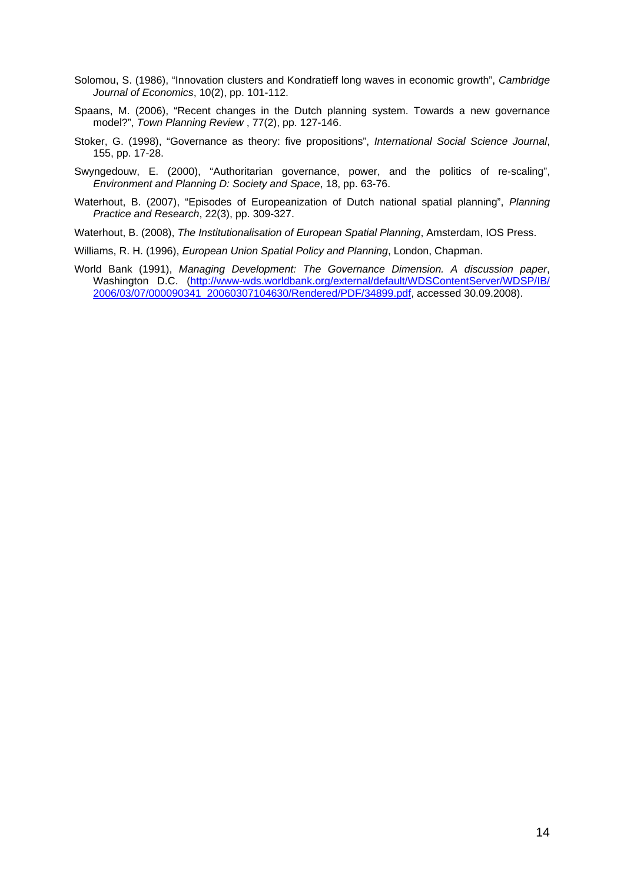Solomou, S. (1986), "Innovation clusters and Kondratieff long waves in economic growth", *Cambridge Journal of Economics*, 10(2), pp. 101-112.

Spaans, M. (2006), "Recent changes in the Dutch planning system. Towards a new governance model?", *Town Planning Review* , 77(2), pp. 127-146.

Stoker, G. (1998), "Governance as theory: five propositions", *International Social Science Journal*, 155, pp. 17-28.

Swyngedouw, E. (2000), "Authoritarian governance, power, and the politics of re-scaling", *Environment and Planning D: Society and Space*, 18, pp. 63-76.

Waterhout, B. (2007), "Episodes of Europeanization of Dutch national spatial planning", *Planning Practice and Research*, 22(3), pp. 309-327.

Waterhout, B. (2008), *The Institutionalisation of European Spatial Planning*, Amsterdam, IOS Press.

Williams, R. H. (1996), *European Union Spatial Policy and Planning*, London, Chapman.

World Bank (1991), *Managing Development: The Governance Dimension. A discussion paper*, Washington D.C. (http://www-wds.worldbank.org/external/default/WDSContentServer/WDSP/IB/2006/03/07/000090341_20060307104630/Rendered/PDF/34899.pdf, accessed 30.09.2008).